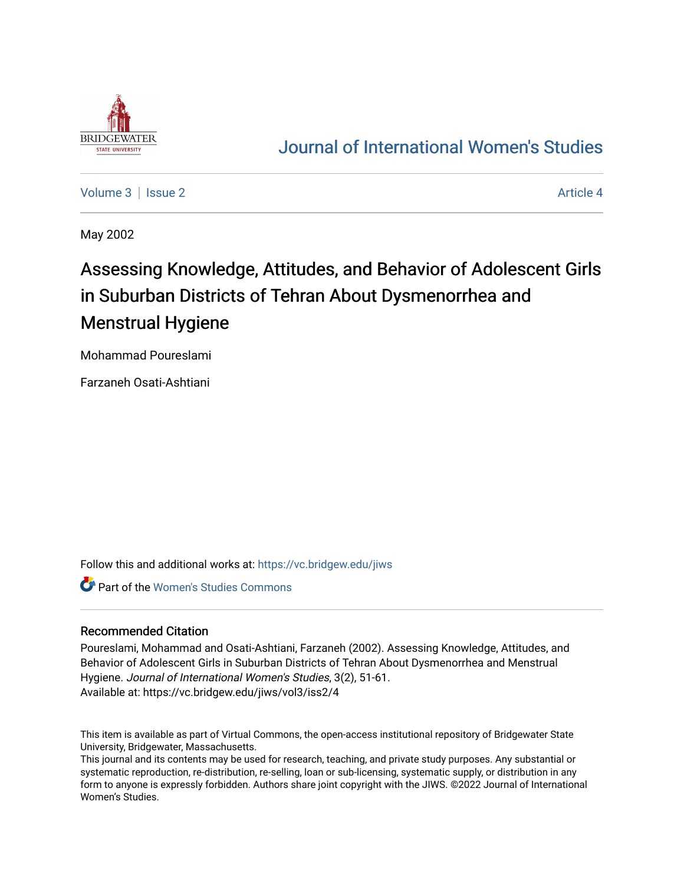# Journal of International Women's Studies

Volume 3 | Issue 2 Article 4

May 2002

# Assessing Knowledge, Attitudes, and Behavior of Adolescent Girls in Suburban Districts of Tehran About Dysmenorrhea and Menstrual Hygiene

Mohammad Poureslami

Farzaneh Osati-Ashtiani

Follow this and additional works at: https://vc.bridgew.edu/jiws

Part of the Women's Studies Commons

## Recommended Citation

Poureslami, Mohammad and Osati-Ashtiani, Farzaneh (2002). Assessing Knowledge, Attitudes, and Behavior of Adolescent Girls in Suburban Districts of Tehran About Dysmenorrhea and Menstrual Hygiene. *Journal of International Women's Studies*, 3(2), 51-61.
Available at: https://vc.bridgew.edu/jiws/vol3/iss2/4

This item is available as part of Virtual Commons, the open-access institutional repository of Bridgewater State University, Bridgewater, Massachusetts.
This journal and its contents may be used for research, teaching, and private study purposes. Any substantial or systematic reproduction, re-distribution, re-selling, loan or sub-licensing, systematic supply, or distribution in any form to anyone is expressly forbidden. Authors share joint copyright with the JIWS. ©2022 Journal of International Women's Studies.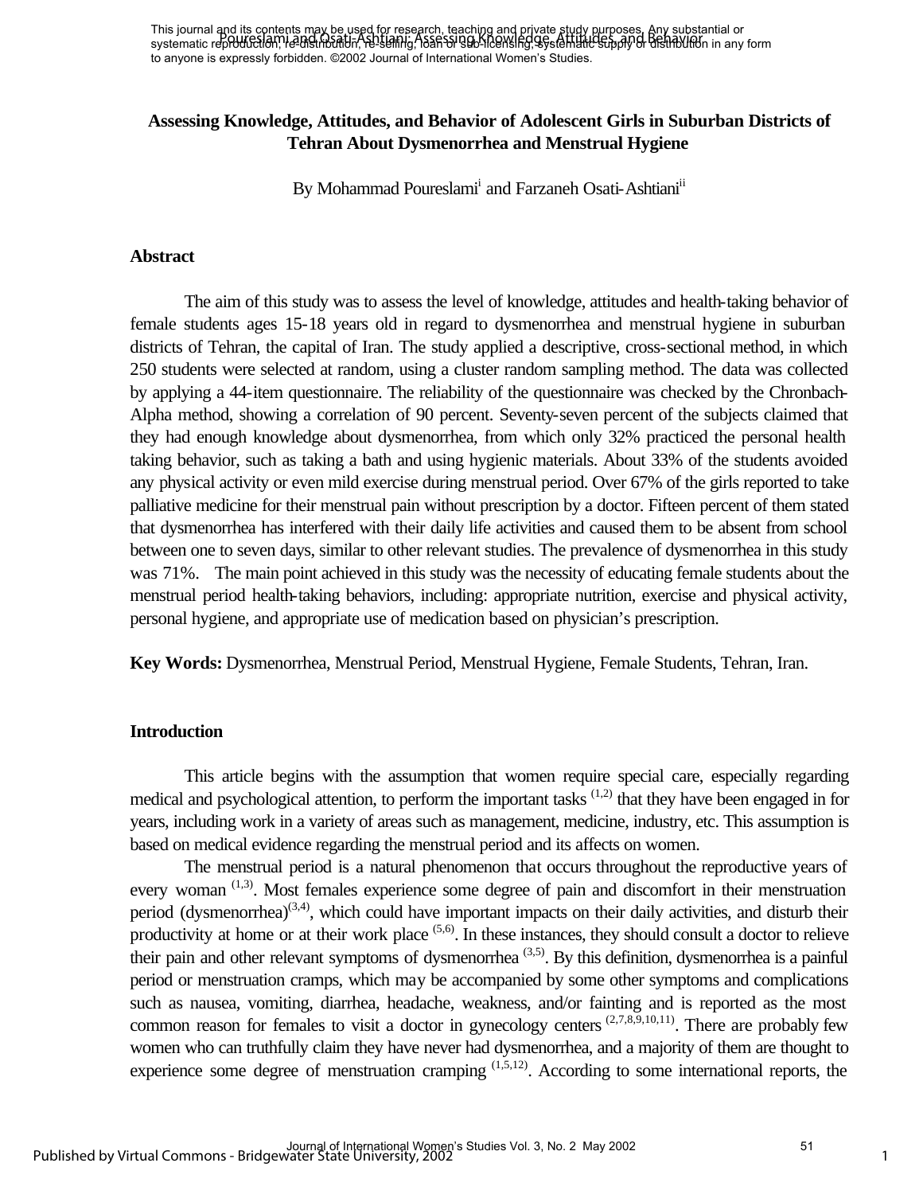# Assessing Knowledge, Attitudes, and Behavior of Adolescent Girls in Suburban Districts of Tehran About Dysmenorrhea and Menstrual Hygiene

By Mohammad Poureslami[i] and Farzaneh Osati-Ashtiani[ii]

## Abstract

The aim of this study was to assess the level of knowledge, attitudes and health-taking behavior of female students ages 15-18 years old in regard to dysmenorrhea and menstrual hygiene in suburban districts of Tehran, the capital of Iran. The study applied a descriptive, cross-sectional method, in which 250 students were selected at random, using a cluster random sampling method. The data was collected by applying a 44-item questionnaire. The reliability of the questionnaire was checked by the Chronbach-Alpha method, showing a correlation of 90 percent. Seventy-seven percent of the subjects claimed that they had enough knowledge about dysmenorrhea, from which only 32% practiced the personal health taking behavior, such as taking a bath and using hygienic materials. About 33% of the students avoided any physical activity or even mild exercise during menstrual period. Over 67% of the girls reported to take palliative medicine for their menstrual pain without prescription by a doctor. Fifteen percent of them stated that dysmenorrhea has interfered with their daily life activities and caused them to be absent from school between one to seven days, similar to other relevant studies. The prevalence of dysmenorrhea in this study was 71%. The main point achieved in this study was the necessity of educating female students about the menstrual period health-taking behaviors, including: appropriate nutrition, exercise and physical activity, personal hygiene, and appropriate use of medication based on physician's prescription.

**Key Words:** Dysmenorrhea, Menstrual Period, Menstrual Hygiene, Female Students, Tehran, Iran.

## Introduction

This article begins with the assumption that women require special care, especially regarding medical and psychological attention, to perform the important tasks [1,2] that they have been engaged in for years, including work in a variety of areas such as management, medicine, industry, etc. This assumption is based on medical evidence regarding the menstrual period and its affects on women.

The menstrual period is a natural phenomenon that occurs throughout the reproductive years of every woman [1,3]. Most females experience some degree of pain and discomfort in their menstruation period (dysmenorrhea)[3,4], which could have important impacts on their daily activities, and disturb their productivity at home or at their work place [5,6]. In these instances, they should consult a doctor to relieve their pain and other relevant symptoms of dysmenorrhea [3,5]. By this definition, dysmenorrhea is a painful period or menstruation cramps, which may be accompanied by some other symptoms and complications such as nausea, vomiting, diarrhea, headache, weakness, and/or fainting and is reported as the most common reason for females to visit a doctor in gynecology centers [2,7,8,9,10,11]. There are probably few women who can truthfully claim they have never had dysmenorrhea, and a majority of them are thought to experience some degree of menstruation cramping [1,5,12]. According to some international reports, the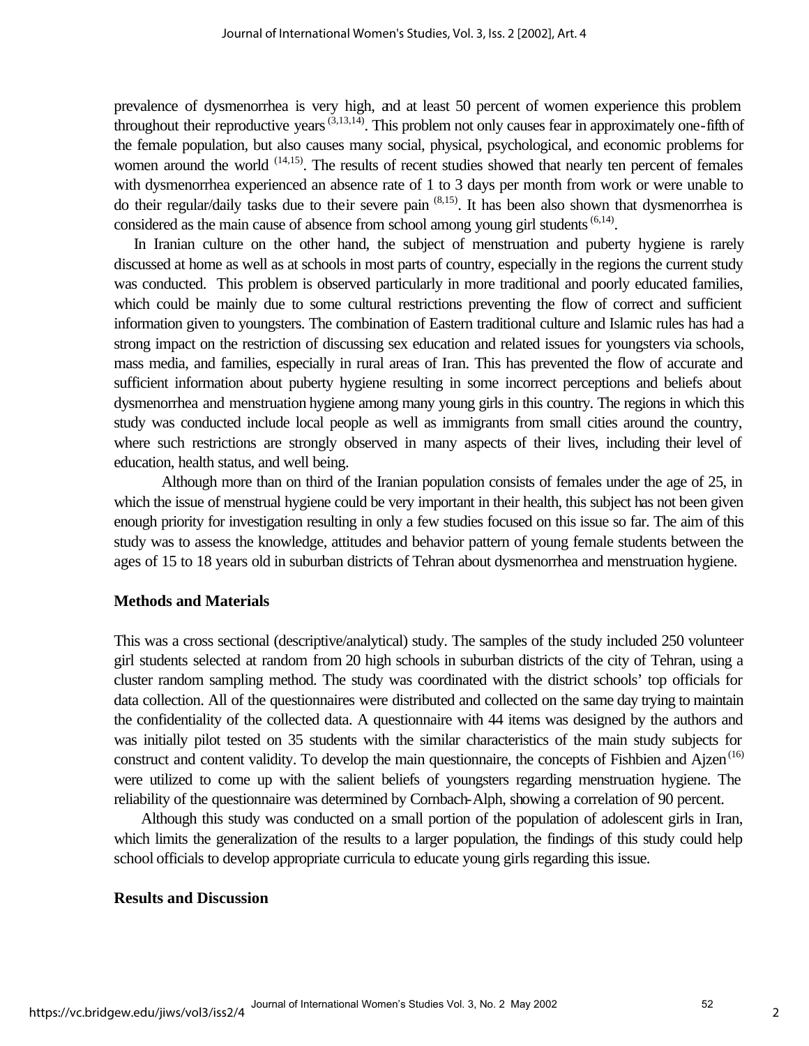prevalence of dysmenorrhea is very high, and at least 50 percent of women experience this problem throughout their reproductive years [3,13,14]. This problem not only causes fear in approximately one-fifth of the female population, but also causes many social, physical, psychological, and economic problems for women around the world [14,15]. The results of recent studies showed that nearly ten percent of females with dysmenorrhea experienced an absence rate of 1 to 3 days per month from work or were unable to do their regular/daily tasks due to their severe pain [8,15]. It has been also shown that dysmenorrhea is considered as the main cause of absence from school among young girl students [6,14].

In Iranian culture on the other hand, the subject of menstruation and puberty hygiene is rarely discussed at home as well as at schools in most parts of country, especially in the regions the current study was conducted. This problem is observed particularly in more traditional and poorly educated families, which could be mainly due to some cultural restrictions preventing the flow of correct and sufficient information given to youngsters. The combination of Eastern traditional culture and Islamic rules has had a strong impact on the restriction of discussing sex education and related issues for youngsters via schools, mass media, and families, especially in rural areas of Iran. This has prevented the flow of accurate and sufficient information about puberty hygiene resulting in some incorrect perceptions and beliefs about dysmenorrhea and menstruation hygiene among many young girls in this country. The regions in which this study was conducted include local people as well as immigrants from small cities around the country, where such restrictions are strongly observed in many aspects of their lives, including their level of education, health status, and well being.

Although more than on third of the Iranian population consists of females under the age of 25, in which the issue of menstrual hygiene could be very important in their health, this subject has not been given enough priority for investigation resulting in only a few studies focused on this issue so far. The aim of this study was to assess the knowledge, attitudes and behavior pattern of young female students between the ages of 15 to 18 years old in suburban districts of Tehran about dysmenorrhea and menstruation hygiene.

## Methods and Materials

This was a cross sectional (descriptive/analytical) study. The samples of the study included 250 volunteer girl students selected at random from 20 high schools in suburban districts of the city of Tehran, using a cluster random sampling method. The study was coordinated with the district schools' top officials for data collection. All of the questionnaires were distributed and collected on the same day trying to maintain the confidentiality of the collected data. A questionnaire with 44 items was designed by the authors and was initially pilot tested on 35 students with the similar characteristics of the main study subjects for construct and content validity. To develop the main questionnaire, the concepts of Fishbien and Ajzen [16] were utilized to come up with the salient beliefs of youngsters regarding menstruation hygiene. The reliability of the questionnaire was determined by Cornbach-Alph, showing a correlation of 90 percent.

Although this study was conducted on a small portion of the population of adolescent girls in Iran, which limits the generalization of the results to a larger population, the findings of this study could help school officials to develop appropriate curricula to educate young girls regarding this issue.

## Results and Discussion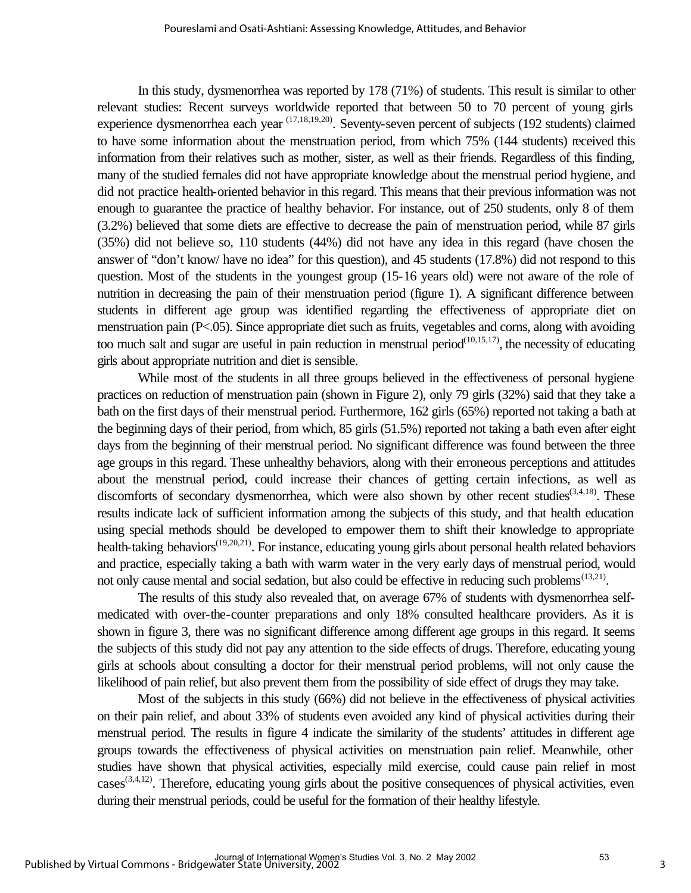In this study, dysmenorrhea was reported by 178 (71%) of students. This result is similar to other relevant studies: Recent surveys worldwide reported that between 50 to 70 percent of young girls experience dysmenorrhea each year [17,18,19,20]. Seventy-seven percent of subjects (192 students) claimed to have some information about the menstruation period, from which 75% (144 students) received this information from their relatives such as mother, sister, as well as their friends. Regardless of this finding, many of the studied females did not have appropriate knowledge about the menstrual period hygiene, and did not practice health-oriented behavior in this regard. This means that their previous information was not enough to guarantee the practice of healthy behavior. For instance, out of 250 students, only 8 of them (3.2%) believed that some diets are effective to decrease the pain of menstruation period, while 87 girls (35%) did not believe so, 110 students (44%) did not have any idea in this regard (have chosen the answer of "don't know/ have no idea" for this question), and 45 students (17.8%) did not respond to this question. Most of the students in the youngest group (15-16 years old) were not aware of the role of nutrition in decreasing the pain of their menstruation period (figure 1). A significant difference between students in different age group was identified regarding the effectiveness of appropriate diet on menstruation pain ($P<.05$). Since appropriate diet such as fruits, vegetables and corns, along with avoiding too much salt and sugar are useful in pain reduction in menstrual period[10,15,17], the necessity of educating girls about appropriate nutrition and diet is sensible.

While most of the students in all three groups believed in the effectiveness of personal hygiene practices on reduction of menstruation pain (shown in Figure 2), only 79 girls (32%) said that they take a bath on the first days of their menstrual period. Furthermore, 162 girls (65%) reported not taking a bath at the beginning days of their period, from which, 85 girls (51.5%) reported not taking a bath even after eight days from the beginning of their menstrual period. No significant difference was found between the three age groups in this regard. These unhealthy behaviors, along with their erroneous perceptions and attitudes about the menstrual period, could increase their chances of getting certain infections, as well as discomforts of secondary dysmenorrhea, which were also shown by other recent studies[3,4,18]. These results indicate lack of sufficient information among the subjects of this study, and that health education using special methods should be developed to empower them to shift their knowledge to appropriate health-taking behaviors[19,20,21]. For instance, educating young girls about personal health related behaviors and practice, especially taking a bath with warm water in the very early days of menstrual period, would not only cause mental and social sedation, but also could be effective in reducing such problems[13,21].

The results of this study also revealed that, on average 67% of students with dysmenorrhea self-medicated with over-the-counter preparations and only 18% consulted healthcare providers. As it is shown in figure 3, there was no significant difference among different age groups in this regard. It seems the subjects of this study did not pay any attention to the side effects of drugs. Therefore, educating young girls at schools about consulting a doctor for their menstrual period problems, will not only cause the likelihood of pain relief, but also prevent them from the possibility of side effect of drugs they may take.

Most of the subjects in this study (66%) did not believe in the effectiveness of physical activities on their pain relief, and about 33% of students even avoided any kind of physical activities during their menstrual period. The results in figure 4 indicate the similarity of the students' attitudes in different age groups towards the effectiveness of physical activities on menstruation pain relief. Meanwhile, other studies have shown that physical activities, especially mild exercise, could cause pain relief in most cases[3,4,12]. Therefore, educating young girls about the positive consequences of physical activities, even during their menstrual periods, could be useful for the formation of their healthy lifestyle.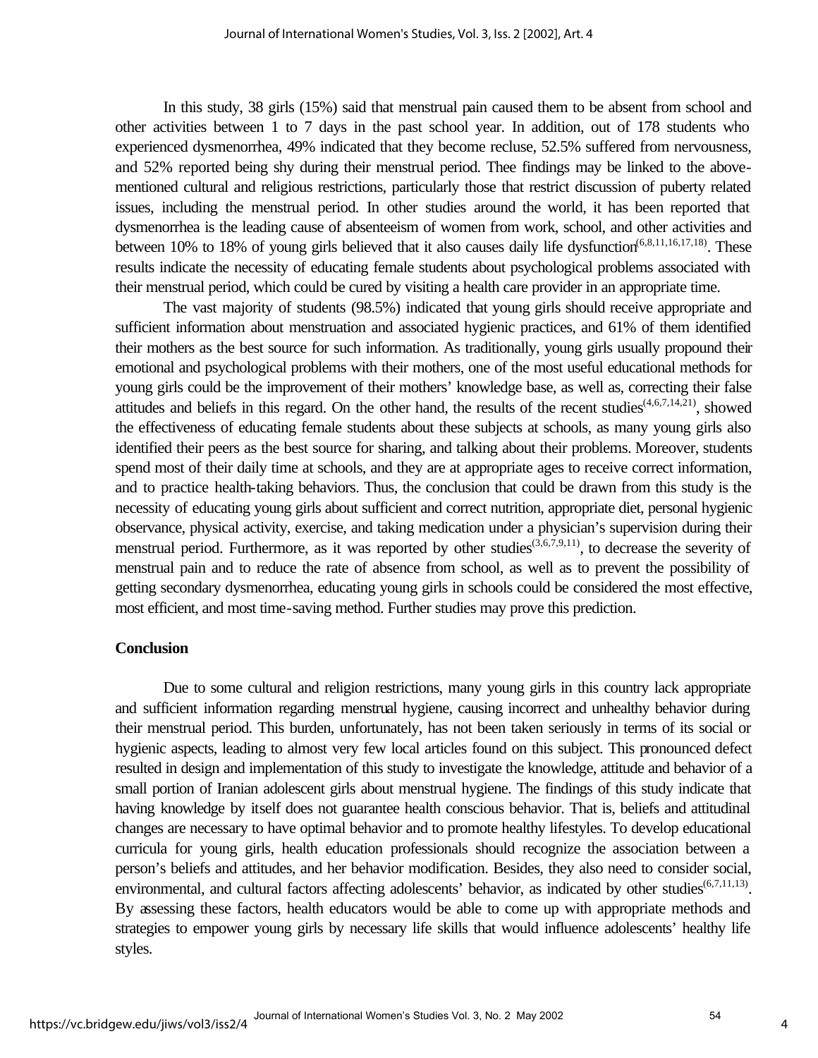In this study, 38 girls (15%) said that menstrual pain caused them to be absent from school and other activities between 1 to 7 days in the past school year. In addition, out of 178 students who experienced dysmenorrhea, 49% indicated that they become recluse, 52.5% suffered from nervousness, and 52% reported being shy during their menstrual period. Thee findings may be linked to the above-mentioned cultural and religious restrictions, particularly those that restrict discussion of puberty related issues, including the menstrual period. In other studies around the world, it has been reported that dysmenorrhea is the leading cause of absenteeism of women from work, school, and other activities and between 10% to 18% of young girls believed that it also causes daily life dysfunction[6,8,11,16,17,18]. These results indicate the necessity of educating female students about psychological problems associated with their menstrual period, which could be cured by visiting a health care provider in an appropriate time.

The vast majority of students (98.5%) indicated that young girls should receive appropriate and sufficient information about menstruation and associated hygienic practices, and 61% of them identified their mothers as the best source for such information. As traditionally, young girls usually propound their emotional and psychological problems with their mothers, one of the most useful educational methods for young girls could be the improvement of their mothers' knowledge base, as well as, correcting their false attitudes and beliefs in this regard. On the other hand, the results of the recent studies[4,6,7,14,21], showed the effectiveness of educating female students about these subjects at schools, as many young girls also identified their peers as the best source for sharing, and talking about their problems. Moreover, students spend most of their daily time at schools, and they are at appropriate ages to receive correct information, and to practice health-taking behaviors. Thus, the conclusion that could be drawn from this study is the necessity of educating young girls about sufficient and correct nutrition, appropriate diet, personal hygienic observance, physical activity, exercise, and taking medication under a physician's supervision during their menstrual period. Furthermore, as it was reported by other studies[3,6,7,9,11], to decrease the severity of menstrual pain and to reduce the rate of absence from school, as well as to prevent the possibility of getting secondary dysmenorrhea, educating young girls in schools could be considered the most effective, most efficient, and most time-saving method. Further studies may prove this prediction.

## Conclusion

Due to some cultural and religion restrictions, many young girls in this country lack appropriate and sufficient information regarding menstrual hygiene, causing incorrect and unhealthy behavior during their menstrual period. This burden, unfortunately, has not been taken seriously in terms of its social or hygienic aspects, leading to almost very few local articles found on this subject. This pronounced defect resulted in design and implementation of this study to investigate the knowledge, attitude and behavior of a small portion of Iranian adolescent girls about menstrual hygiene. The findings of this study indicate that having knowledge by itself does not guarantee health conscious behavior. That is, beliefs and attitudinal changes are necessary to have optimal behavior and to promote healthy lifestyles. To develop educational curricula for young girls, health education professionals should recognize the association between a person's beliefs and attitudes, and her behavior modification. Besides, they also need to consider social, environmental, and cultural factors affecting adolescents' behavior, as indicated by other studies[6,7,11,13]. By assessing these factors, health educators would be able to come up with appropriate methods and strategies to empower young girls by necessary life skills that would influence adolescents' healthy life styles.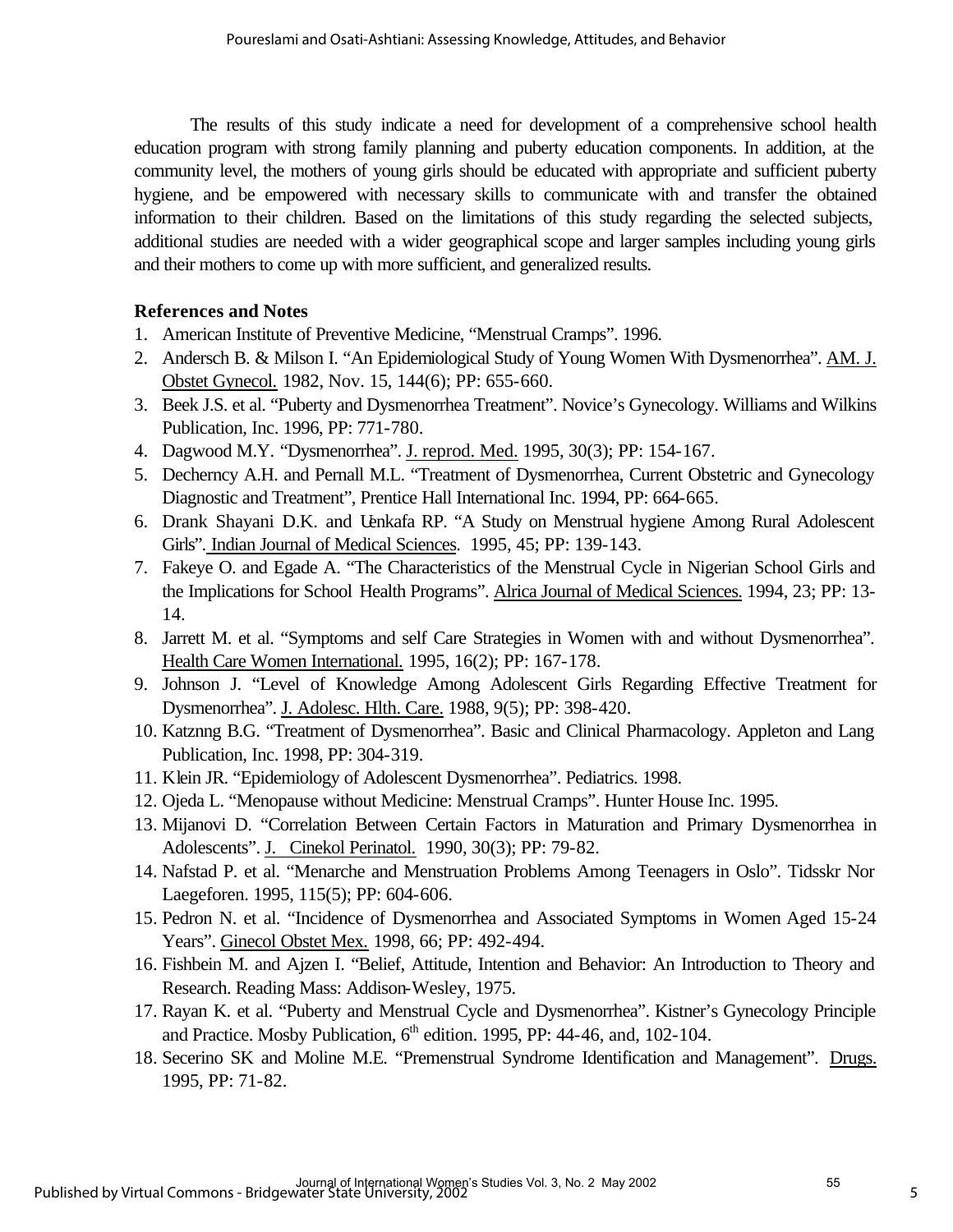The results of this study indicate a need for development of a comprehensive school health education program with strong family planning and puberty education components. In addition, at the community level, the mothers of young girls should be educated with appropriate and sufficient puberty hygiene, and be empowered with necessary skills to communicate with and transfer the obtained information to their children. Based on the limitations of this study regarding the selected subjects, additional studies are needed with a wider geographical scope and larger samples including young girls and their mothers to come up with more sufficient, and generalized results.

## References and Notes

1. American Institute of Preventive Medicine, "Menstrual Cramps". 1996.
2. Andersch B. & Milson I. "An Epidemiological Study of Young Women With Dysmenorrhea". AM. J. Obstet Gynecol. 1982, Nov. 15, 144(6); PP: 655-660.
3. Beek J.S. et al. "Puberty and Dysmenorrhea Treatment". Novice's Gynecology. Williams and Wilkins Publication, Inc. 1996, PP: 771-780.
4. Dagwood M.Y. "Dysmenorrhea". J. reprod. Med. 1995, 30(3); PP: 154-167.
5. Decherncy A.H. and Pernall M.L. "Treatment of Dysmenorrhea, Current Obstetric and Gynecology Diagnostic and Treatment", Prentice Hall International Inc. 1994, PP: 664-665.
6. Drank Shayani D.K. and Uenkafa RP. "A Study on Menstrual hygiene Among Rural Adolescent Girls". Indian Journal of Medical Sciences. 1995, 45; PP: 139-143.
7. Fakeye O. and Egade A. "The Characteristics of the Menstrual Cycle in Nigerian School Girls and the Implications for School Health Programs". Alrica Journal of Medical Sciences. 1994, 23; PP: 13-14.
8. Jarrett M. et al. "Symptoms and self Care Strategies in Women with and without Dysmenorrhea". Health Care Women International. 1995, 16(2); PP: 167-178.
9. Johnson J. "Level of Knowledge Among Adolescent Girls Regarding Effective Treatment for Dysmenorrhea". J. Adolesc. Hlth. Care. 1988, 9(5); PP: 398-420.
10. Katznng B.G. "Treatment of Dysmenorrhea". Basic and Clinical Pharmacology. Appleton and Lang Publication, Inc. 1998, PP: 304-319.
11. Klein JR. "Epidemiology of Adolescent Dysmenorrhea". Pediatrics. 1998.
12. Ojeda L. "Menopause without Medicine: Menstrual Cramps". Hunter House Inc. 1995.
13. Mijanovi D. "Correlation Between Certain Factors in Maturation and Primary Dysmenorrhea in Adolescents". J. Cinekol Perinatol. 1990, 30(3); PP: 79-82.
14. Nafstad P. et al. "Menarche and Menstruation Problems Among Teenagers in Oslo". Tidsskr Nor Laegeforen. 1995, 115(5); PP: 604-606.
15. Pedron N. et al. "Incidence of Dysmenorrhea and Associated Symptoms in Women Aged 15-24 Years". Ginecol Obstet Mex. 1998, 66; PP: 492-494.
16. Fishbein M. and Ajzen I. "Belief, Attitude, Intention and Behavior: An Introduction to Theory and Research. Reading Mass: Addison-Wesley, 1975.
17. Rayan K. et al. "Puberty and Menstrual Cycle and Dysmenorrhea". Kistner's Gynecology Principle and Practice. Mosby Publication, 6th edition. 1995, PP: 44-46, and, 102-104.
18. Secerino SK and Moline M.E. "Premenstrual Syndrome Identification and Management". Drugs. 1995, PP: 71-82.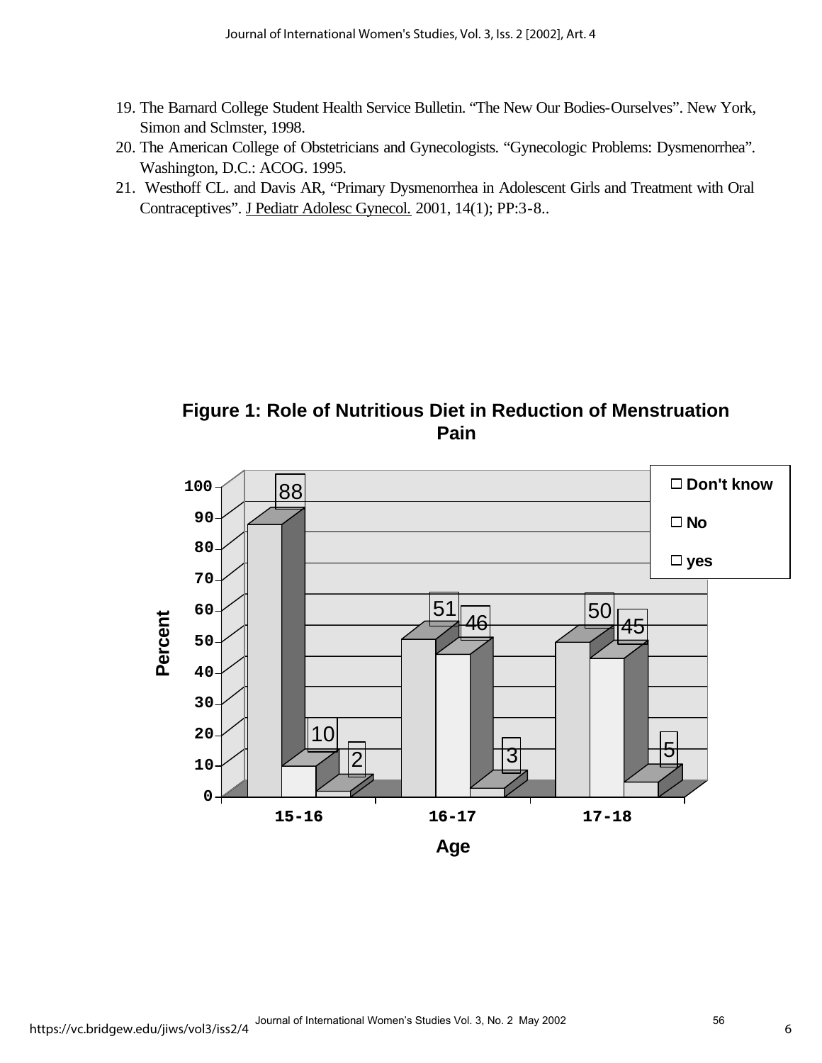19. The Barnard College Student Health Service Bulletin. “The New Our Bodies-Ourselves”. New York, Simon and Sclmster, 1998.
20. The American College of Obstetricians and Gynecologists. “Gynecologic Problems: Dysmenorrhea”. Washington, D.C.: ACOG. 1995.
21. Westhoff CL. and Davis AR, “Primary Dysmenorrhea in Adolescent Girls and Treatment with Oral Contraceptives”. J Pediatr Adolesc Gynecol. 2001, 14(1); PP:3-8..

**Figure 1: Role of Nutritious Diet in Reduction of Menstruation Pain**

| Age | yes | No | Don't know |
|---|---|---|---|
| 15-16 | 88 | 10 | 2 |
| 16-17 | 51 | 46 | 3 |
| 17-18 | 50 | 45 | 5 |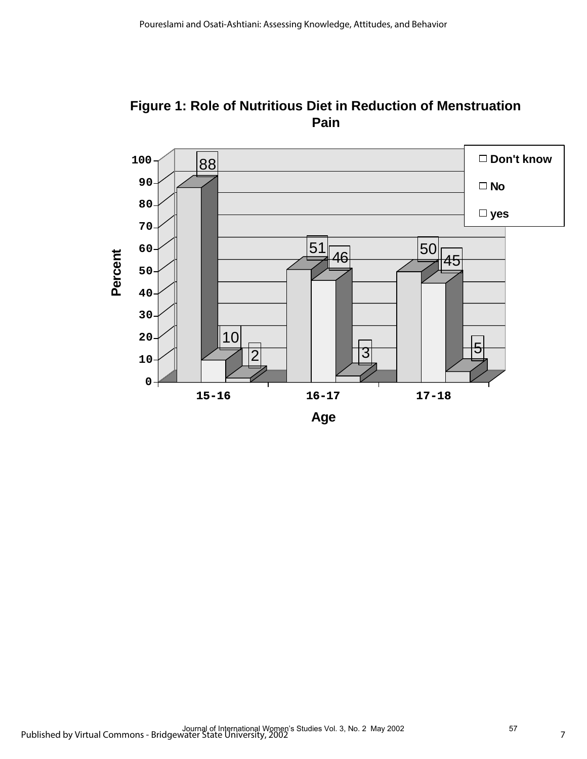**Figure 1: Role of Nutritious Diet in Reduction of Menstruation Pain**

| Age | | | |
|---|---|---|---|
| 15-16 | 88 | 10 | 2 |
| 16-17 | 51 | 46 | 3 |
| 17-18 | 50 | 45 | 5 |

Legend: Don't know, No, yes

Y-axis: Percent (0–100). X-axis: Age.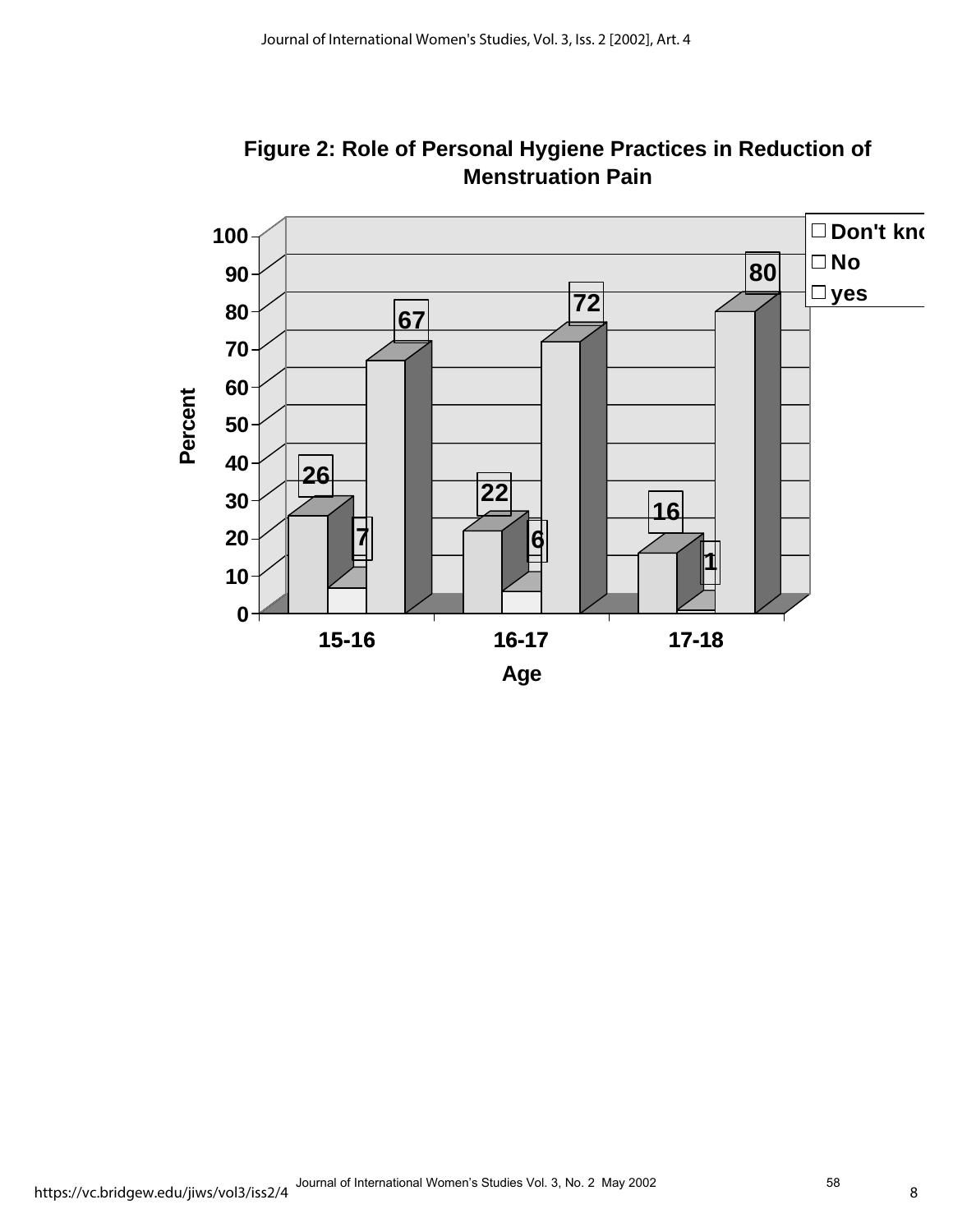**Figure 2: Role of Personal Hygiene Practices in Reduction of Menstruation Pain**

| Age | Don't know | No | yes |
|---|---|---|---|
| 15-16 | 26 | 7 | 67 |
| 16-17 | 22 | 6 | 72 |
| 17-18 | 16 | 1 | 80 |

Percent

Age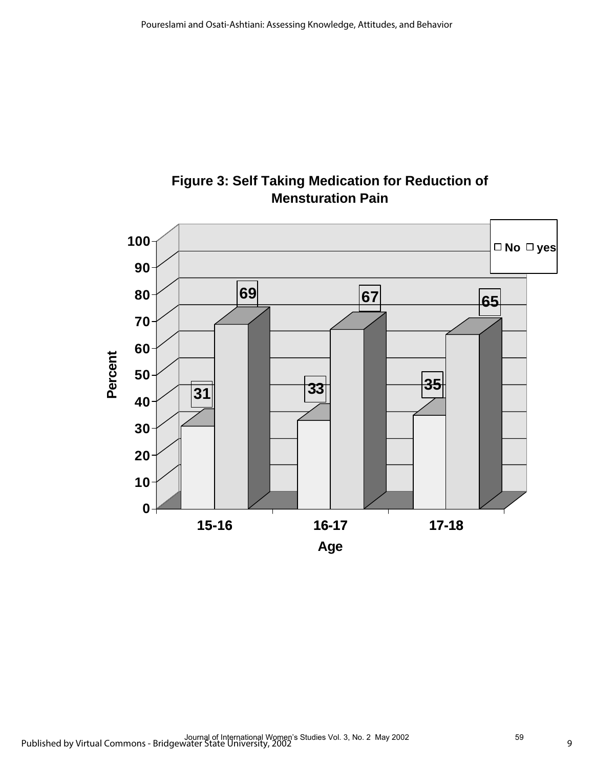**Figure 3: Self Taking Medication for Reduction of Mensturation Pain**

| Age | No | yes |
|---|---|---|
| 15-16 | 31 | 69 |
| 16-17 | 33 | 67 |
| 17-18 | 35 | 65 |

Percent

Age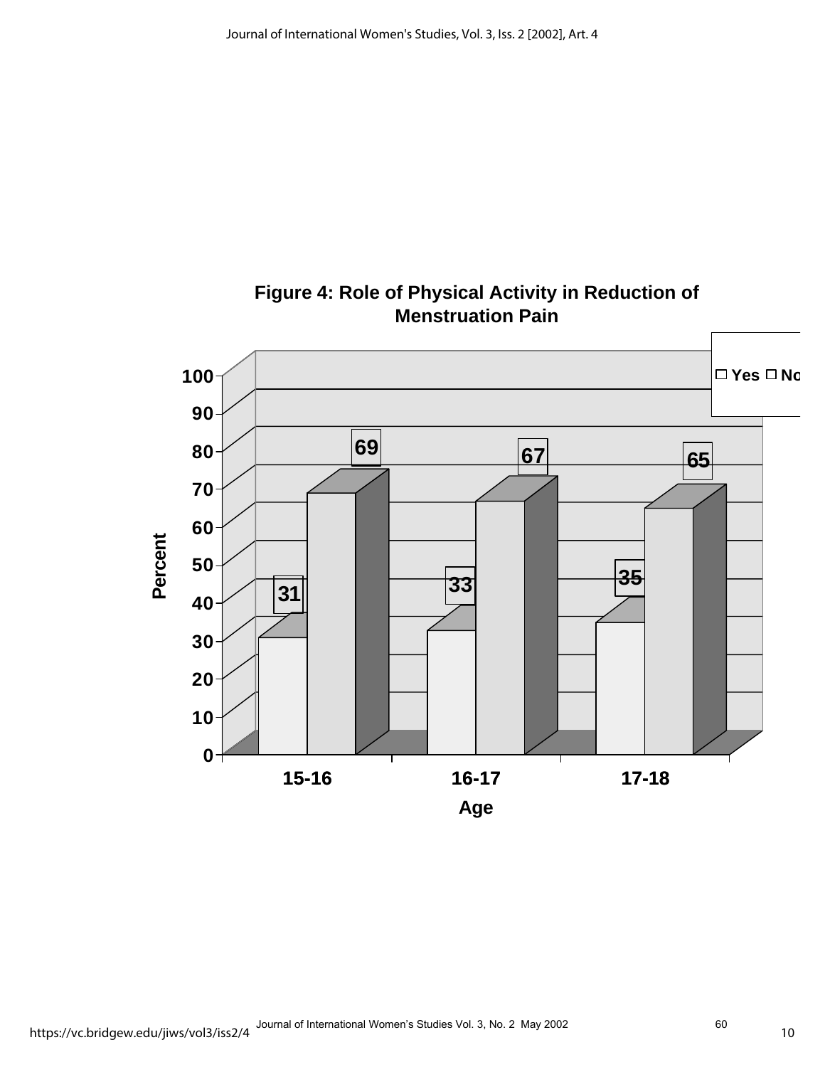**Figure 4: Role of Physical Activity in Reduction of Menstruation Pain**

| Age | Yes | No |
|---|---|---|
| 15-16 | 31 | 69 |
| 16-17 | 33 | 67 |
| 17-18 | 35 | 65 |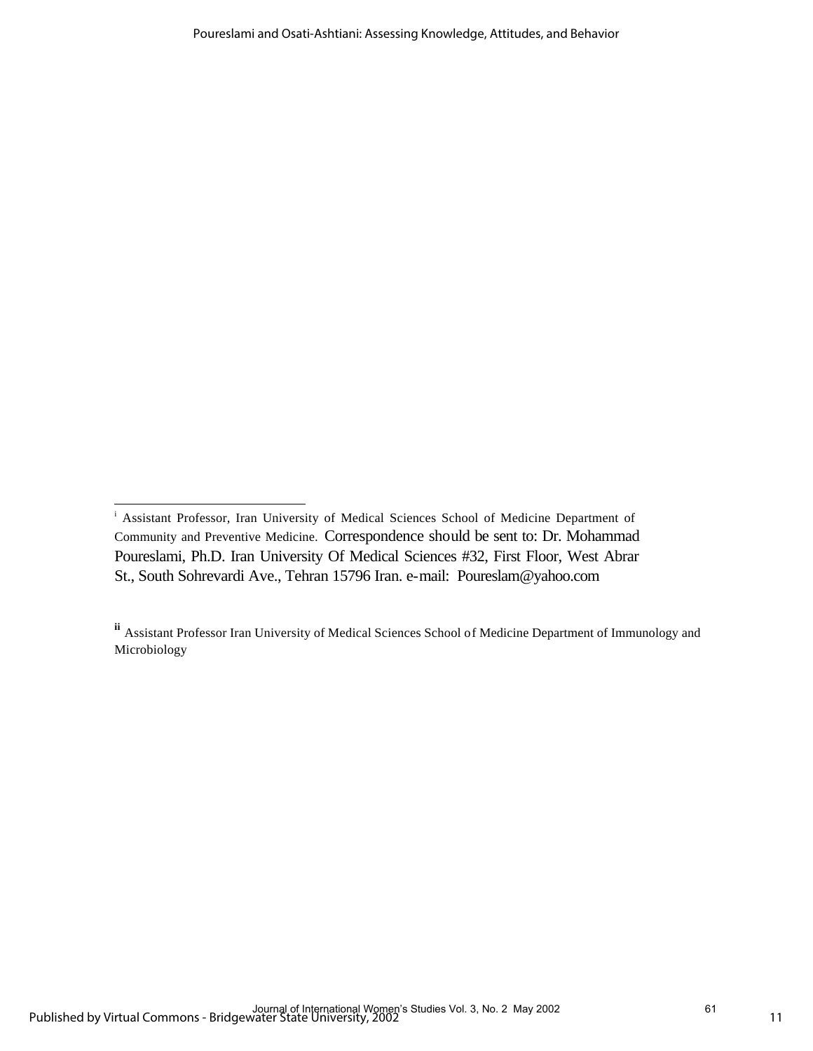[i] Assistant Professor, Iran University of Medical Sciences School of Medicine Department of Community and Preventive Medicine. Correspondence should be sent to: Dr. Mohammad Poureslami, Ph.D. Iran University Of Medical Sciences #32, First Floor, West Abrar St., South Sohrevardi Ave., Tehran 15796 Iran. e-mail: Poureslam@yahoo.com

[ii] Assistant Professor Iran University of Medical Sciences School of Medicine Department of Immunology and Microbiology